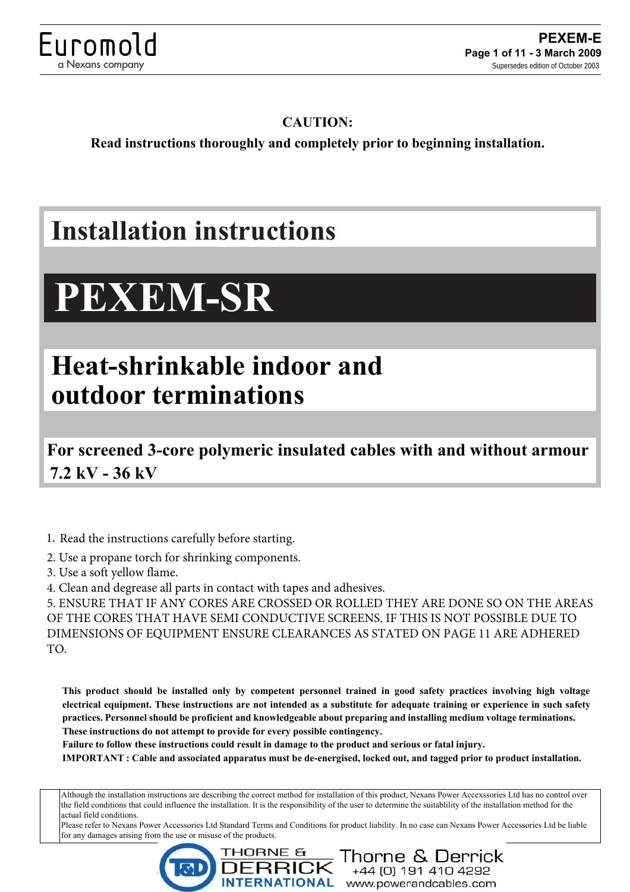Euromold
a Nexans company

**PEXEM-E**
**Page 1 of 11 - 3 March 2009**
Supersedes edition of October 2003

**CAUTION:**

**Read instructions thoroughly and completely prior to beginning installation.**

# Installation instructions

# PEXEM-SR

## Heat-shrinkable indoor and outdoor terminations

### For screened 3-core polymeric insulated cables with and without armour 7.2 kV - 36 kV

1. Read the instructions carefully before starting.
2. Use a propane torch for shrinking components.
3. Use a soft yellow flame.
4. Clean and degrease all parts in contact with tapes and adhesives.
5. ENSURE THAT IF ANY CORES ARE CROSSED OR ROLLED THEY ARE DONE SO ON THE AREAS OF THE CORES THAT HAVE SEMI CONDUCTIVE SCREENS. IF THIS IS NOT POSSIBLE DUE TO DIMENSIONS OF EQUIPMENT ENSURE CLEARANCES AS STATED ON PAGE 11 ARE ADHERED TO.

**This product should be installed only by competent personnel trained in good safety practices involving high voltage electrical equipment. These instructions are not intended as a substitute for adequate training or experience in such safety practices. Personnel should be proficient and knowledgeable about preparing and installing medium voltage terminations. These instructions do not attempt to provide for every possible contingency.**
**Failure to follow these instructions could result in damage to the product and serious or fatal injury.**
**IMPORTANT : Cable and associated apparatus must be de-energised, locked out, and tagged prior to product installation.**

Although the installation instructions are describing the correct method for installation of this product, Nexans Power Accexssories Ltd has no control over the field conditions that could influence the installation. It is the responsibility of the user to determine the suitablility of the installation method for the actual field conditions.
Please refer to Nexans Power Accessories Ltd Standard Terms and Conditions for product liability. In no case can Nexans Power Accessories Ltd be liable for any damages arising from the use or misuse of the products.

THORNE & DERRICK INTERNATIONAL
Thorne & Derrick
+44 (0) 191 410 4292
www.powerandcables.com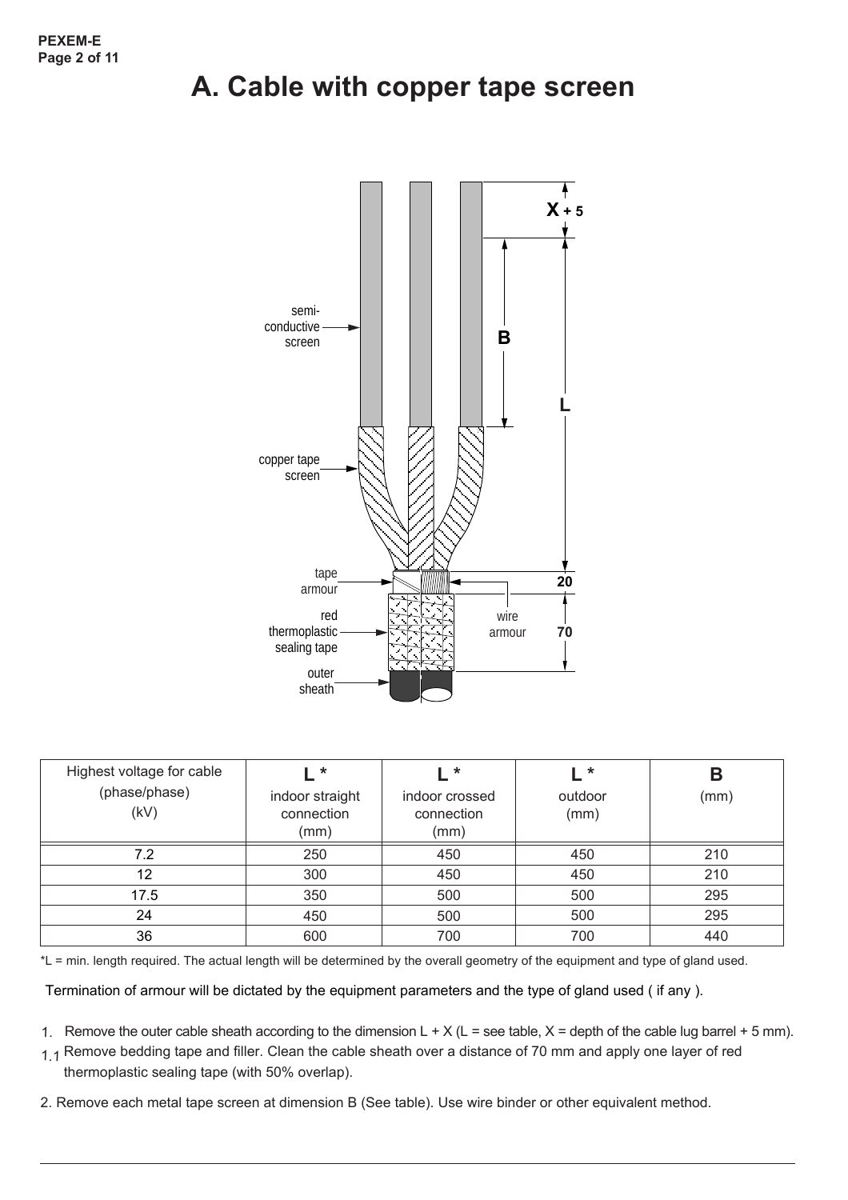# A. Cable with copper tape screen

| Highest voltage for cable (phase/phase) (kV) | L * indoor straight connection (mm) | L * indoor crossed connection (mm) | L * outdoor (mm) | B (mm) |
|---|---|---|---|---|
| 7.2 | 250 | 450 | 450 | 210 |
| 12 | 300 | 450 | 450 | 210 |
| 17.5 | 350 | 500 | 500 | 295 |
| 24 | 450 | 500 | 500 | 295 |
| 36 | 600 | 700 | 700 | 440 |

*L = min. length required. The actual length will be determined by the overall geometry of the equipment and type of gland used.

Termination of armour will be dictated by the equipment parameters and the type of gland used ( if any ).

1. Remove the outer cable sheath according to the dimension L + X (L = see table, X = depth of the cable lug barrel + 5 mm).

1.1 Remove bedding tape and filler. Clean the cable sheath over a distance of 70 mm and apply one layer of red thermoplastic sealing tape (with 50% overlap).

2. Remove each metal tape screen at dimension B (See table). Use wire binder or other equivalent method.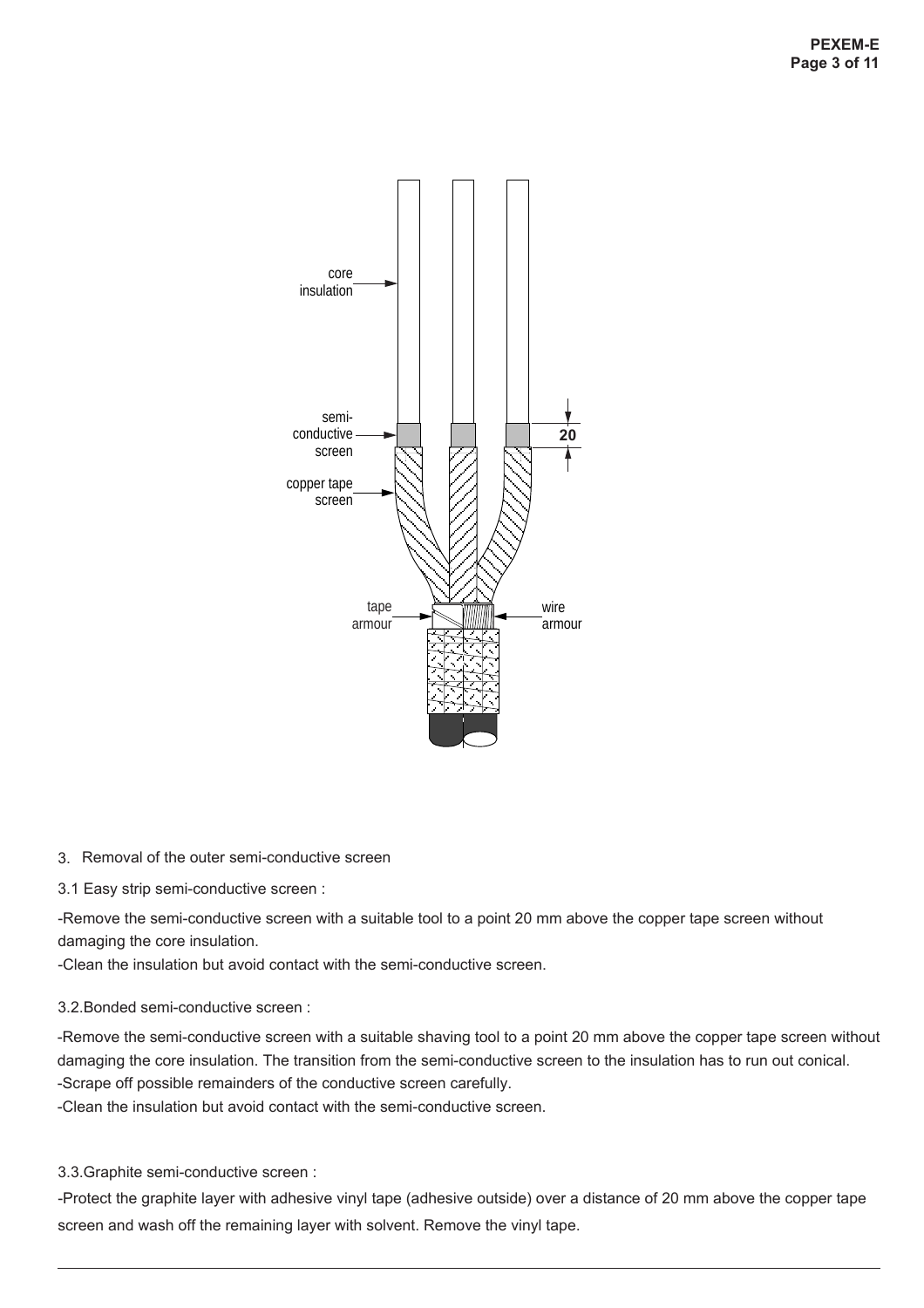3. Removal of the outer semi-conductive screen

3.1 Easy strip semi-conductive screen :

-Remove the semi-conductive screen with a suitable tool to a point 20 mm above the copper tape screen without damaging the core insulation.
-Clean the insulation but avoid contact with the semi-conductive screen.

3.2.Bonded semi-conductive screen :

-Remove the semi-conductive screen with a suitable shaving tool to a point 20 mm above the copper tape screen without damaging the core insulation. The transition from the semi-conductive screen to the insulation has to run out conical.
-Scrape off possible remainders of the conductive screen carefully.
-Clean the insulation but avoid contact with the semi-conductive screen.

3.3.Graphite semi-conductive screen :

-Protect the graphite layer with adhesive vinyl tape (adhesive outside) over a distance of 20 mm above the copper tape screen and wash off the remaining layer with solvent. Remove the vinyl tape.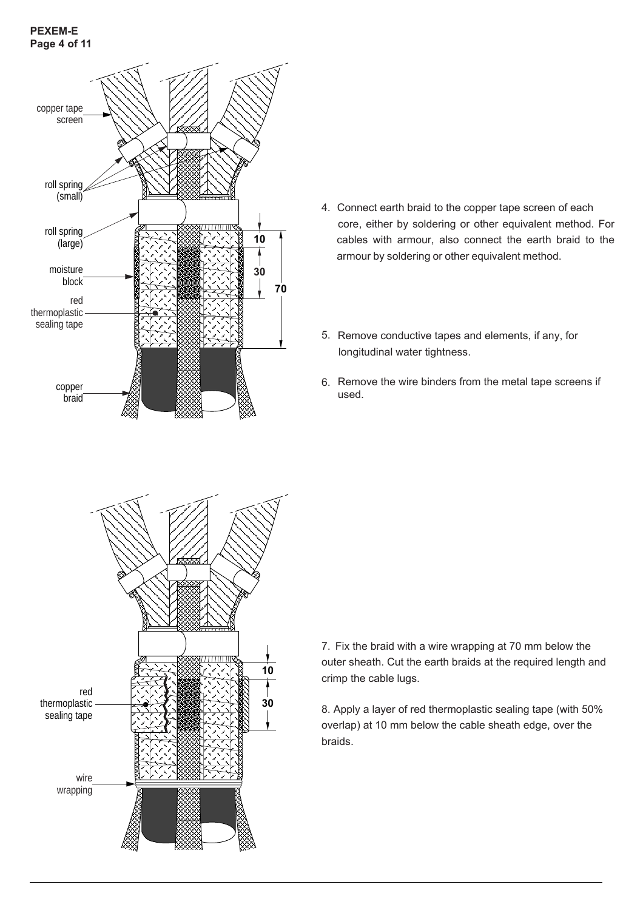4. Connect earth braid to the copper tape screen of each core, either by soldering or other equivalent method. For cables with armour, also connect the earth braid to the armour by soldering or other equivalent method.

5. Remove conductive tapes and elements, if any, for longitudinal water tightness.

6. Remove the wire binders from the metal tape screens if used.

7. Fix the braid with a wire wrapping at 70 mm below the outer sheath. Cut the earth braids at the required length and crimp the cable lugs.

8. Apply a layer of red thermoplastic sealing tape (with 50% overlap) at 10 mm below the cable sheath edge, over the braids.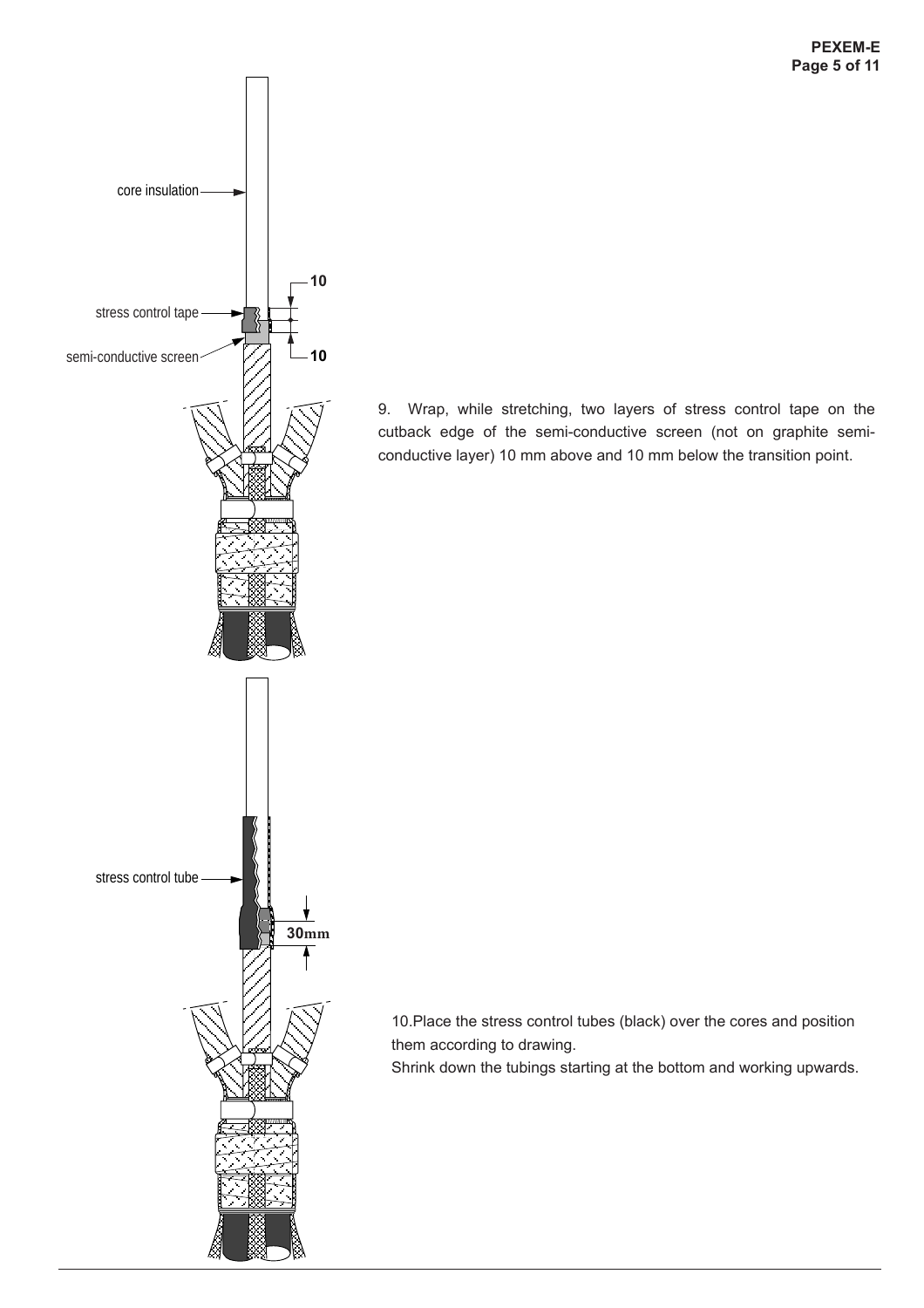9. Wrap, while stretching, two layers of stress control tape on the cutback edge of the semi-conductive screen (not on graphite semi-conductive layer) 10 mm above and 10 mm below the transition point.

10. Place the stress control tubes (black) over the cores and position them according to drawing.
Shrink down the tubings starting at the bottom and working upwards.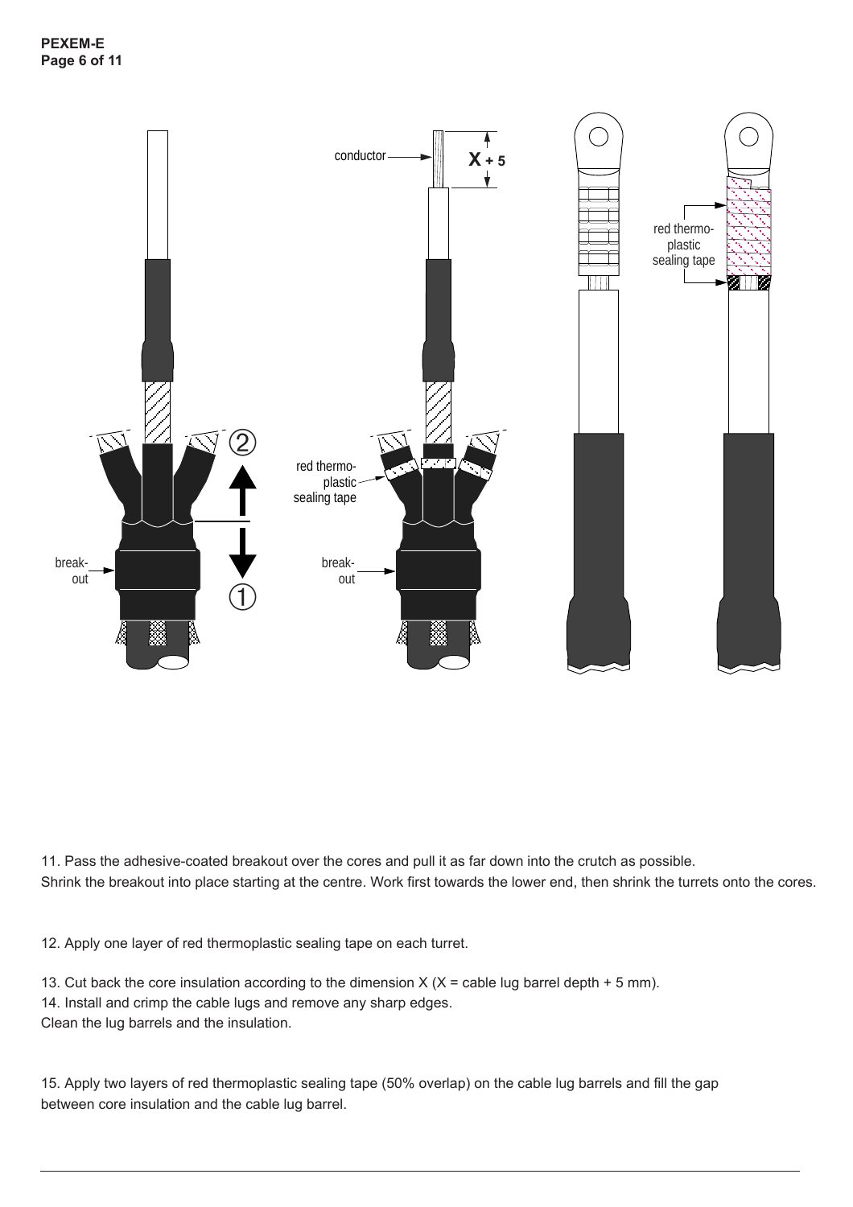11. Pass the adhesive-coated breakout over the cores and pull it as far down into the crutch as possible.
Shrink the breakout into place starting at the centre. Work first towards the lower end, then shrink the turrets onto the cores.

12. Apply one layer of red thermoplastic sealing tape on each turret.

13. Cut back the core insulation according to the dimension X (X = cable lug barrel depth + 5 mm).
14. Install and crimp the cable lugs and remove any sharp edges.
Clean the lug barrels and the insulation.

15. Apply two layers of red thermoplastic sealing tape (50% overlap) on the cable lug barrels and fill the gap between core insulation and the cable lug barrel.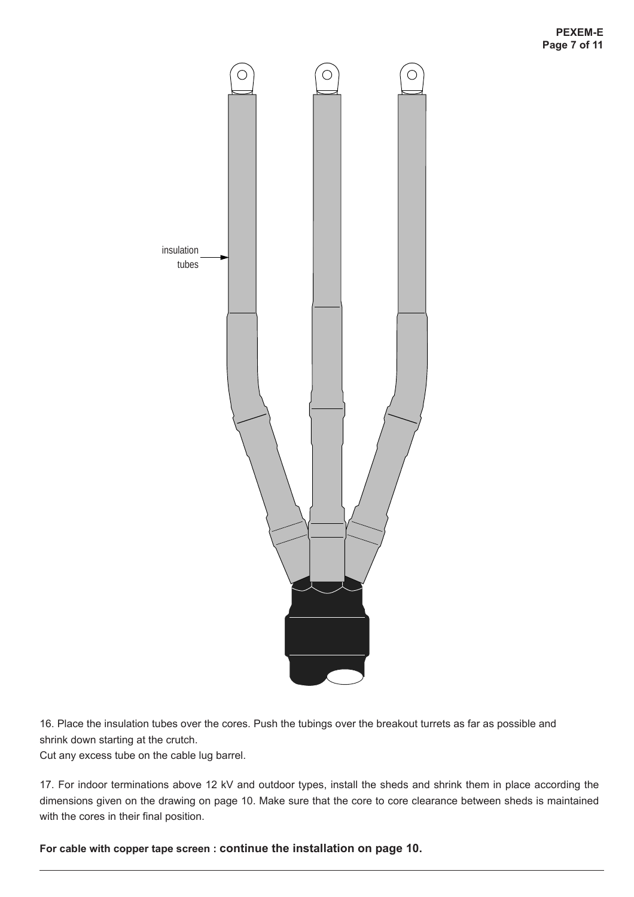insulation tubes

16. Place the insulation tubes over the cores. Push the tubings over the breakout turrets as far as possible and shrink down starting at the crutch.
Cut any excess tube on the cable lug barrel.

17. For indoor terminations above 12 kV and outdoor types, install the sheds and shrink them in place according the dimensions given on the drawing on page 10. Make sure that the core to core clearance between sheds is maintained with the cores in their final position.

**For cable with copper tape screen : continue the installation on page 10.**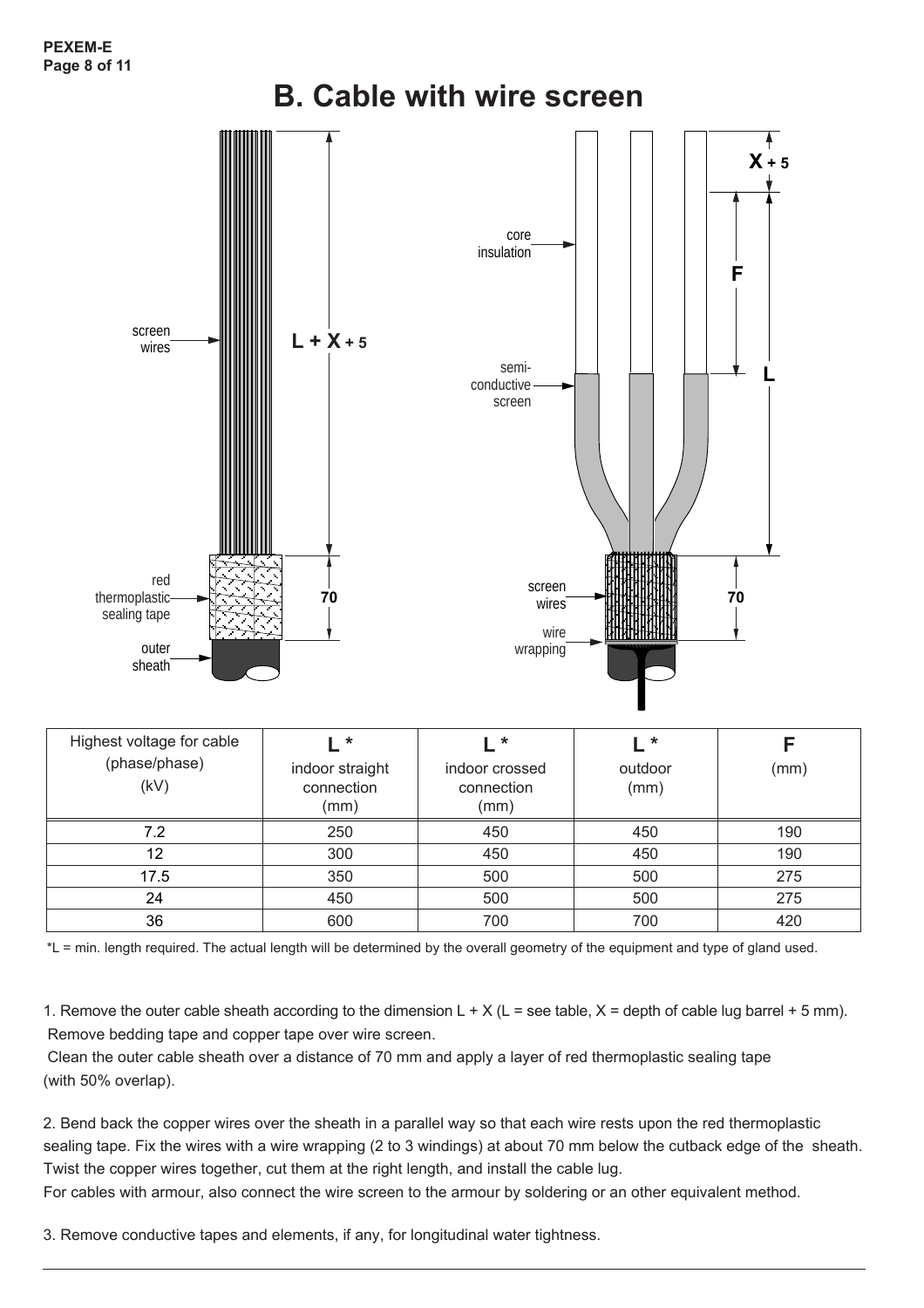# B. Cable with wire screen

| Highest voltage for cable (phase/phase) (kV) | L * indoor straight connection (mm) | L * indoor crossed connection (mm) | L * outdoor (mm) | F (mm) |
|---|---|---|---|---|
| 7.2 | 250 | 450 | 450 | 190 |
| 12 | 300 | 450 | 450 | 190 |
| 17.5 | 350 | 500 | 500 | 275 |
| 24 | 450 | 500 | 500 | 275 |
| 36 | 600 | 700 | 700 | 420 |

*L = min. length required. The actual length will be determined by the overall geometry of the equipment and type of gland used.

1. Remove the outer cable sheath according to the dimension L + X (L = see table, X = depth of cable lug barrel + 5 mm). Remove bedding tape and copper tape over wire screen.
   Clean the outer cable sheath over a distance of 70 mm and apply a layer of red thermoplastic sealing tape (with 50% overlap).

2. Bend back the copper wires over the sheath in a parallel way so that each wire rests upon the red thermoplastic sealing tape. Fix the wires with a wire wrapping (2 to 3 windings) at about 70 mm below the cutback edge of the sheath. Twist the copper wires together, cut them at the right length, and install the cable lug.
   For cables with armour, also connect the wire screen to the armour by soldering or an other equivalent method.

3. Remove conductive tapes and elements, if any, for longitudinal water tightness.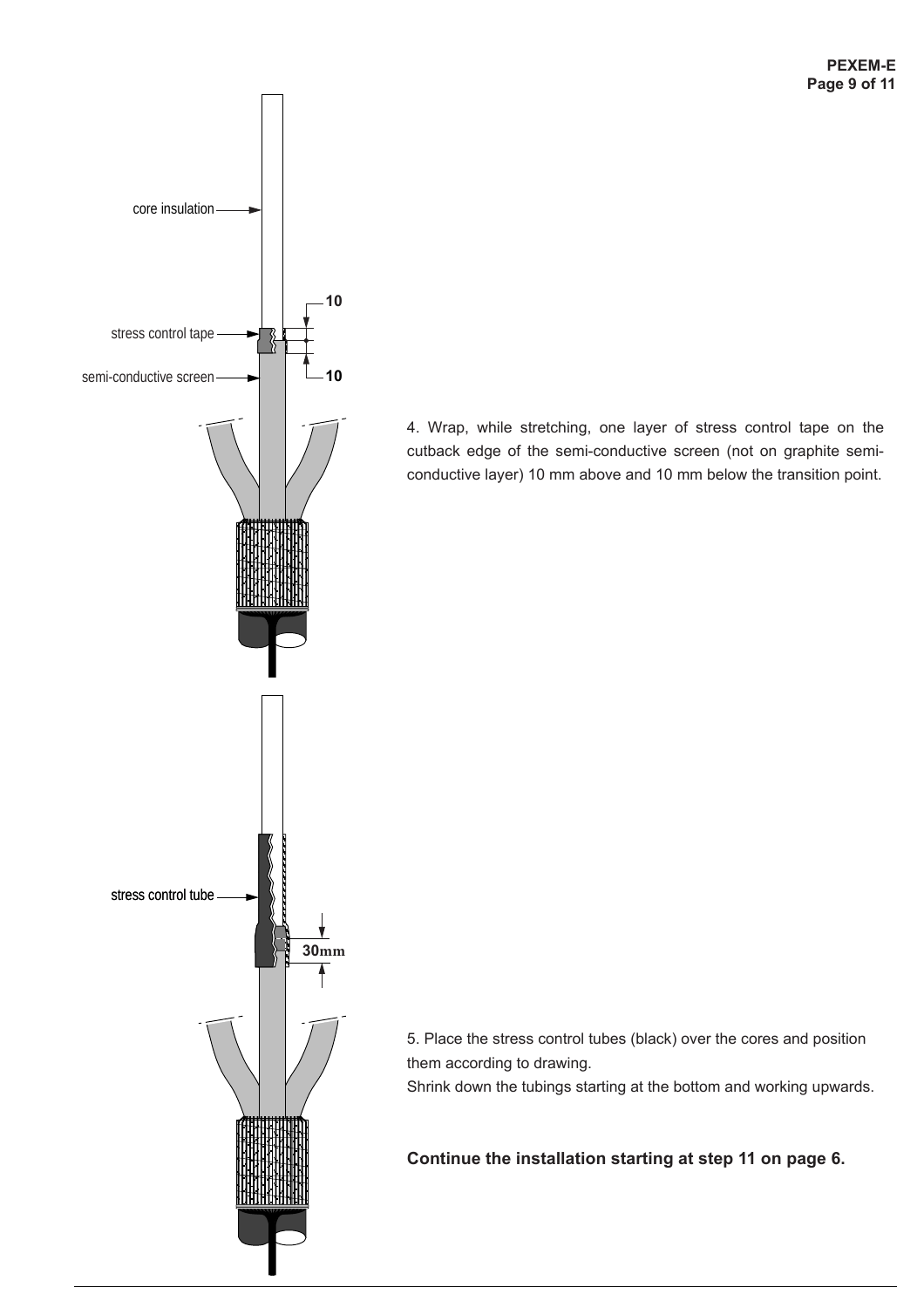4. Wrap, while stretching, one layer of stress control tape on the cutback edge of the semi-conductive screen (not on graphite semi-conductive layer) 10 mm above and 10 mm below the transition point.

5. Place the stress control tubes (black) over the cores and position them according to drawing.
Shrink down the tubings starting at the bottom and working upwards.

**Continue the installation starting at step 11 on page 6.**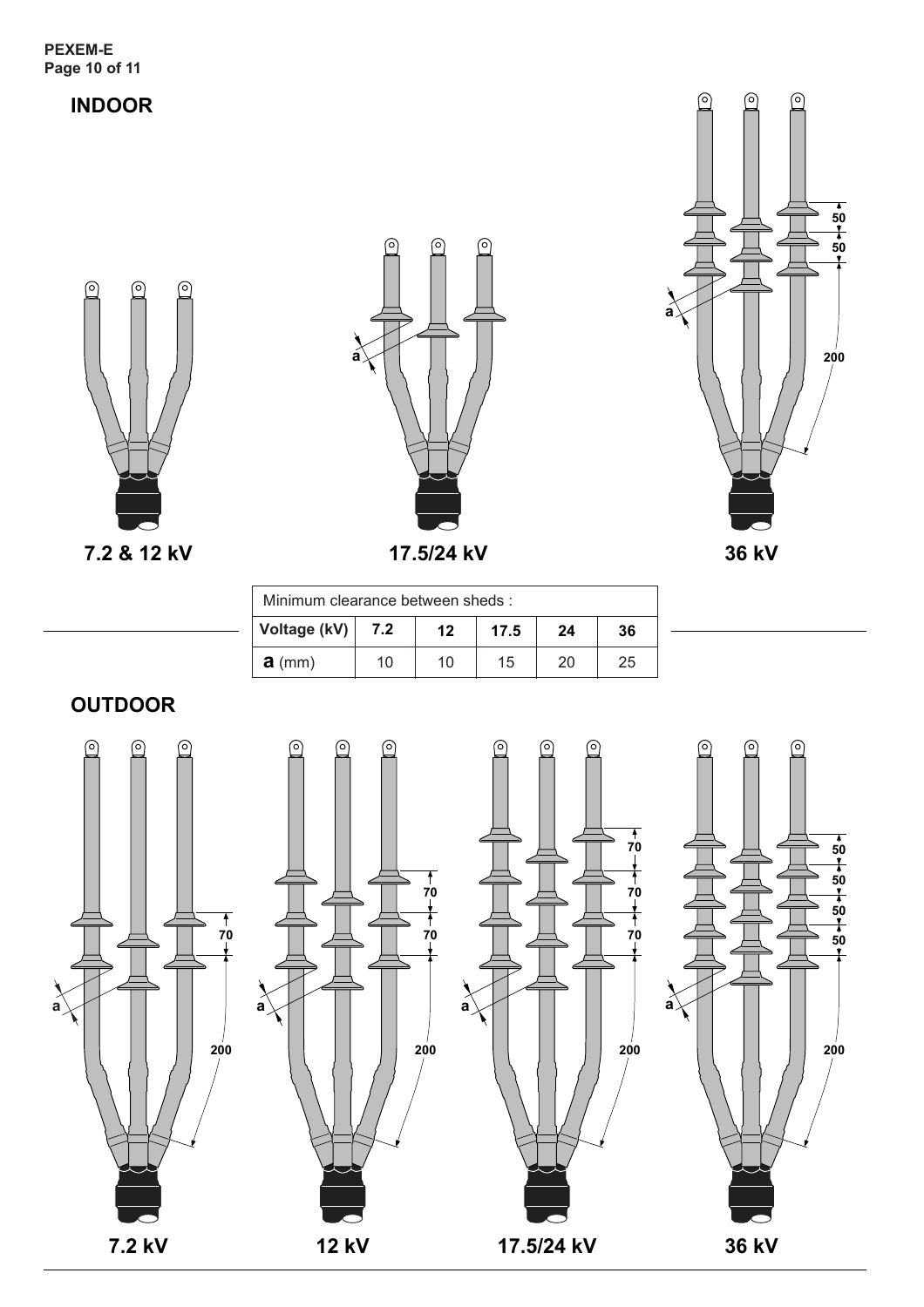## INDOOR

7.2 & 12 kV

17.5/24 kV

36 kV

| Minimum clearance between sheds : | | | | | |
|---|---|---|---|---|---|
| **Voltage (kV)** | **7.2** | **12** | **17.5** | **24** | **36** |
| **a** (mm) | 10 | 10 | 15 | 20 | 25 |

## OUTDOOR

7.2 kV

12 kV

17.5/24 kV

36 kV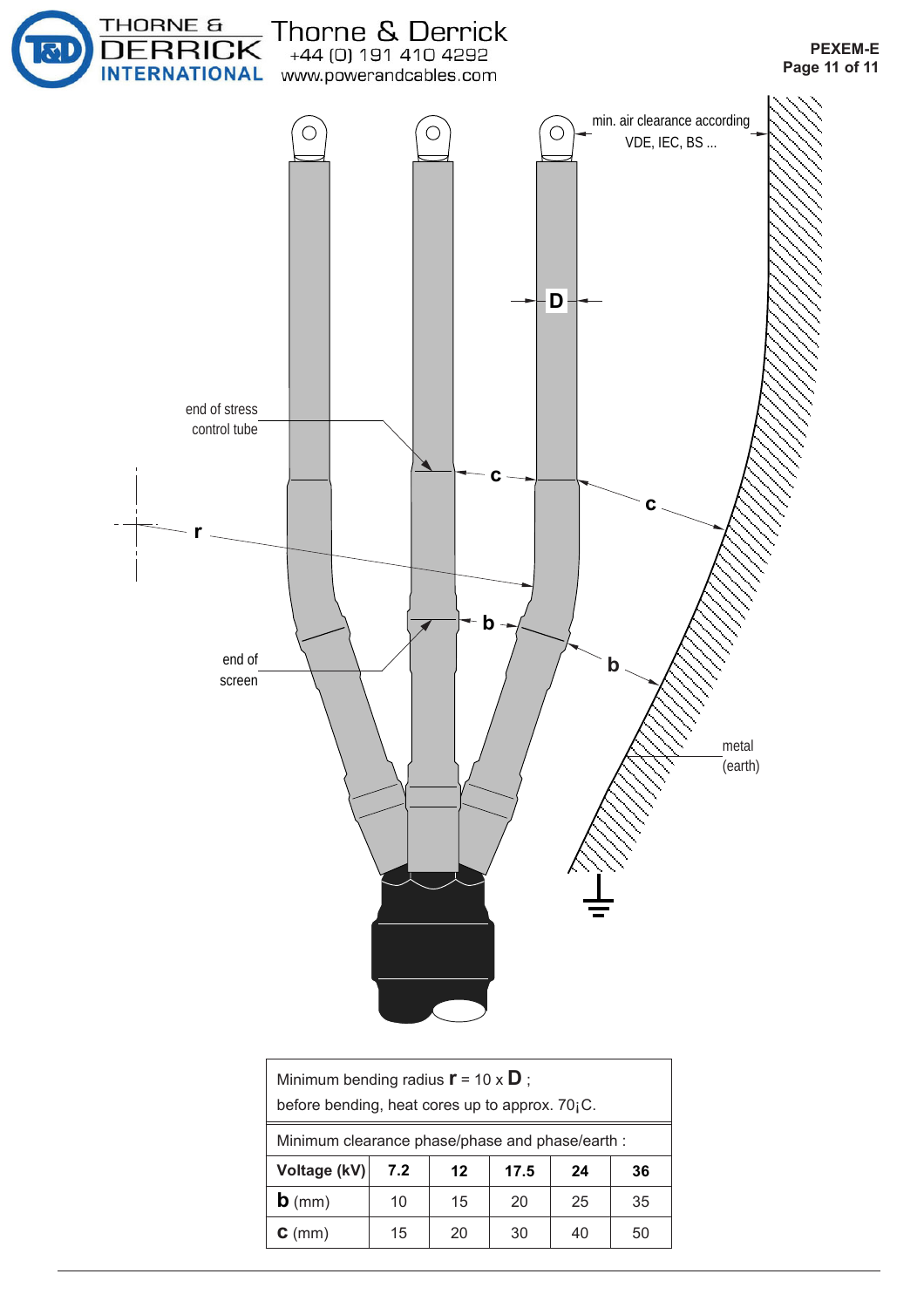min. air clearance according VDE, IEC, BS ...

D

end of stress control tube

c

c

r

b

b

end of screen

metal (earth)

Minimum bending radius **r** = 10 x **D** ;
before bending, heat cores up to approx. 70¡C.

Minimum clearance phase/phase and phase/earth :

| Voltage (kV) | 7.2 | 12 | 17.5 | 24 | 36 |
|---|---|---|---|---|---|
| **b** (mm) | 10 | 15 | 20 | 25 | 35 |
| **c** (mm) | 15 | 20 | 30 | 40 | 50 |